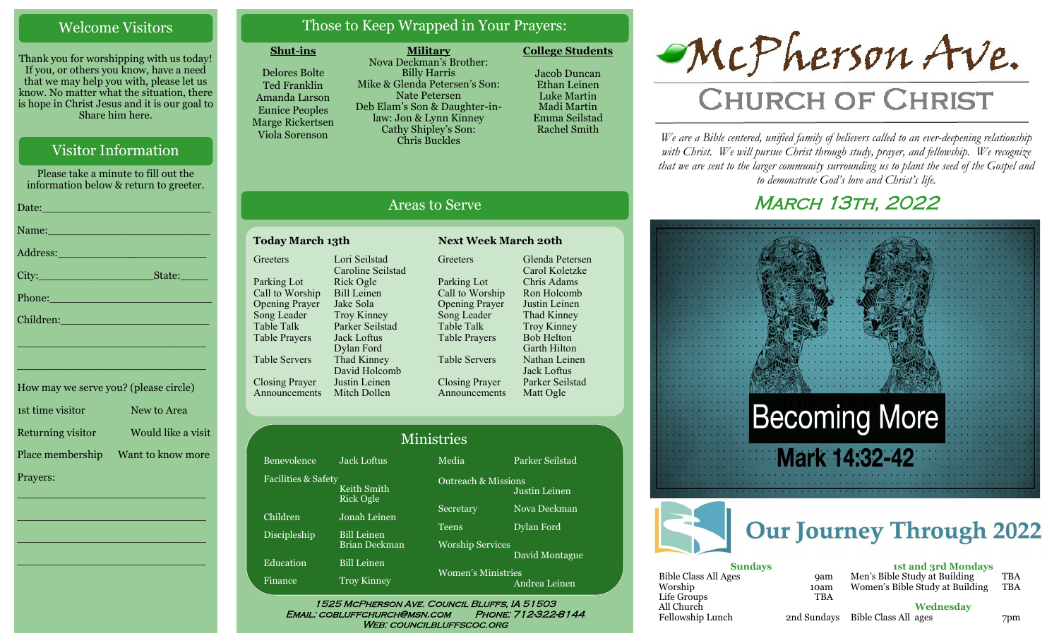## Welcome Visitors

Thank you for worshipping with us today! If you, or others you know, have a need that we may help you with, please let us know. No matter what the situation, there is hope in Christ Jesus and it is our goal to Share him here.

## Visitor Information

Please take a minute to fill out the information below & return to greeter.

Date:___________________________

Name:__________________________

Address:________________________

City:__________________State:_____

Phone:__________________________

Children:________________________

________________________________

________________________________

How may we serve you? (please circle)

| | |
|---|---|
| 1st time visitor | New to Area |
| Returning visitor | Would like a visit |
| Place membership | Want to know more |

Prayers:

________________________________

________________________________

________________________________

________________________________

## Those to Keep Wrapped in Your Prayers:

**Shut-ins**

Delores Bolte
Ted Franklin
Amanda Larson
Eunice Peoples
Marge Rickertsen
Viola Sorenson

**Military**

Nova Deckman's Brother: Billy Harris
Mike & Glenda Petersen's Son: Nate Petersen
Deb Elam's Son & Daughter-in-law: Jon & Lynn Kinney
Cathy Shipley's Son: Chris Buckles

**College Students**

Jacob Duncan
Ethan Leinen
Luke Martin
Madi Martin
Emma Seilstad
Rachel Smith

## Areas to Serve

**Today March 13th**

| | |
|---|---|
| Greeters | Lori Seilstad, Caroline Seilstad |
| Parking Lot | Rick Ogle |
| Call to Worship | Bill Leinen |
| Opening Prayer | Jake Sola |
| Song Leader | Troy Kinney |
| Table Talk | Parker Seilstad |
| Table Prayers | Jack Loftus, Dylan Ford |
| Table Servers | Thad Kinney, David Holcomb |
| Closing Prayer | Justin Leinen |
| Announcements | Mitch Dollen |

**Next Week March 20th**

| | |
|---|---|
| Greeters | Glenda Petersen, Carol Koletzke |
| Parking Lot | Chris Adams |
| Call to Worship | Ron Holcomb |
| Opening Prayer | Justin Leinen |
| Song Leader | Thad Kinney |
| Table Talk | Troy Kinney |
| Table Prayers | Bob Helton, Garth Hilton |
| Table Servers | Nathan Leinen, Jack Loftus |
| Closing Prayer | Parker Seilstad |
| Announcements | Matt Ogle |

## Ministries

| | |
|---|---|
| Benevolence | Jack Loftus |
| Facilities & Safety | Keith Smith, Rick Ogle |
| Children | Jonah Leinen |
| Discipleship | Bill Leinen, Brian Deckman |
| Education | Bill Leinen |
| Finance | Troy Kinney |
| Media | Parker Seilstad |
| Outreach & Missions | Justin Leinen |
| Secretary | Nova Deckman |
| Teens | Dylan Ford |
| Worship Services | David Montague |
| Women's Ministries | Andrea Leinen |

1525 McPherson Ave. Council Bluffs, IA 51503
Email: cobluffchurch@msn.com Phone: 712-322-8144
Web: councilbluffscoc.org

# McPherson Ave.
# Church of Christ

*We are a Bible centered, unified family of believers called to an ever-deepening relationship with Christ. We will pursue Christ through study, prayer, and fellowship. We recognize that we are sent to the larger community surrounding us to plant the seed of the Gospel and to demonstrate God's love and Christ's life.*

## March 13th, 2022

**Becoming More**
**Mark 14:32-42**

## Our Journey Through 2022

**Sundays**

| | |
|---|---|
| Bible Class All Ages | 9am |
| Worship | 10am |
| Life Groups | TBA |
| All Church Fellowship Lunch | 2nd Sundays |

**1st and 3rd Mondays**

| | |
|---|---|
| Men's Bible Study at Building | TBA |
| Women's Bible Study at Building | TBA |

**Wednesday**

| | |
|---|---|
| Bible Class All ages | 7pm |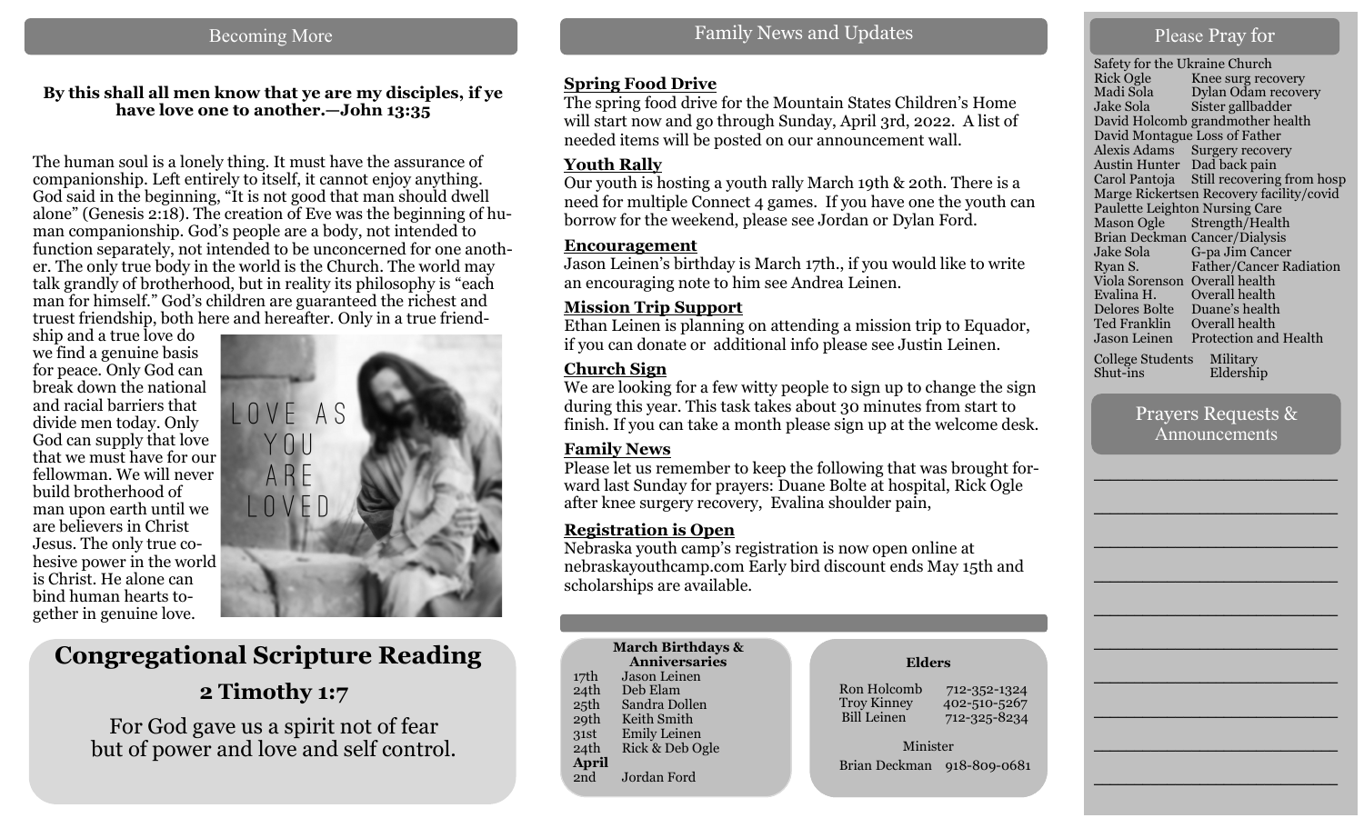## Becoming More

**By this shall all men know that ye are my disciples, if ye have love one to another.—John 13:35**

The human soul is a lonely thing. It must have the assurance of companionship. Left entirely to itself, it cannot enjoy anything. God said in the beginning, "It is not good that man should dwell alone" (Genesis 2:18). The creation of Eve was the beginning of human companionship. God's people are a body, not intended to function separately, not intended to be unconcerned for one another. The only true body in the world is the Church. The world may talk grandly of brotherhood, but in reality its philosophy is "each man for himself." God's children are guaranteed the richest and truest friendship, both here and hereafter. Only in a true friendship and a true love do we find a genuine basis for peace. Only God can break down the national and racial barriers that divide men today. Only God can supply that love that we must have for our fellowman. We will never build brotherhood of man upon earth until we are believers in Christ Jesus. The only true cohesive power in the world is Christ. He alone can bind human hearts together in genuine love.

LOVE AS YOU ARE LOVED

## Congregational Scripture Reading

### 2 Timothy 1:7

For God gave us a spirit not of fear
but of power and love and self control.

## Family News and Updates

**Spring Food Drive**
The spring food drive for the Mountain States Children's Home will start now and go through Sunday, April 3rd, 2022. A list of needed items will be posted on our announcement wall.

**Youth Rally**
Our youth is hosting a youth rally March 19th & 20th. There is a need for multiple Connect 4 games. If you have one the youth can borrow for the weekend, please see Jordan or Dylan Ford.

**Encouragement**
Jason Leinen's birthday is March 17th., if you would like to write an encouraging note to him see Andrea Leinen.

**Mission Trip Support**
Ethan Leinen is planning on attending a mission trip to Equador, if you can donate or additional info please see Justin Leinen.

**Church Sign**
We are looking for a few witty people to sign up to change the sign during this year. This task takes about 30 minutes from start to finish. If you can take a month please sign up at the welcome desk.

**Family News**
Please let us remember to keep the following that was brought forward last Sunday for prayers: Duane Bolte at hospital, Rick Ogle after knee surgery recovery, Evalina shoulder pain,

**Registration is Open**
Nebraska youth camp's registration is now open online at nebraskayouthcamp.com Early bird discount ends May 15th and scholarships are available.

**March Birthdays & Anniversaries**

| | |
|---|---|
| 17th | Jason Leinen |
| 24th | Deb Elam |
| 25th | Sandra Dollen |
| 29th | Keith Smith |
| 31st | Emily Leinen |
| 24th | Rick & Deb Ogle |
| **April** | |
| 2nd | Jordan Ford |

**Elders**

| | |
|---|---|
| Ron Holcomb | 712-352-1324 |
| Troy Kinney | 402-510-5267 |
| Bill Leinen | 712-325-8234 |

Minister

Brian Deckman 918-809-0681

## Please Pray for

Safety for the Ukraine Church

| | |
|---|---|
| Rick Ogle | Knee surg recovery |
| Madi Sola | Dylan Odam recovery |
| Jake Sola | Sister gallbadder |
| David Holcomb | grandmother health |
| David Montague | Loss of Father |
| Alexis Adams | Surgery recovery |
| Austin Hunter | Dad back pain |
| Carol Pantoja | Still recovering from hosp |
| Marge Rickertsen | Recovery facility/covid |
| Paulette Leighton | Nursing Care |
| Mason Ogle | Strength/Health |
| Brian Deckman | Cancer/Dialysis |
| Jake Sola | G-pa Jim Cancer |
| Ryan S. | Father/Cancer Radiation |
| Viola Sorenson | Overall health |
| Evalina H. | Overall health |
| Delores Bolte | Duane's health |
| Ted Franklin | Overall health |
| Jason Leinen | Protection and Health |

College Students — Military
Shut-ins — Eldership

## Prayers Requests & Announcements

______________________

______________________

______________________

______________________

______________________

______________________

______________________

______________________

______________________

______________________